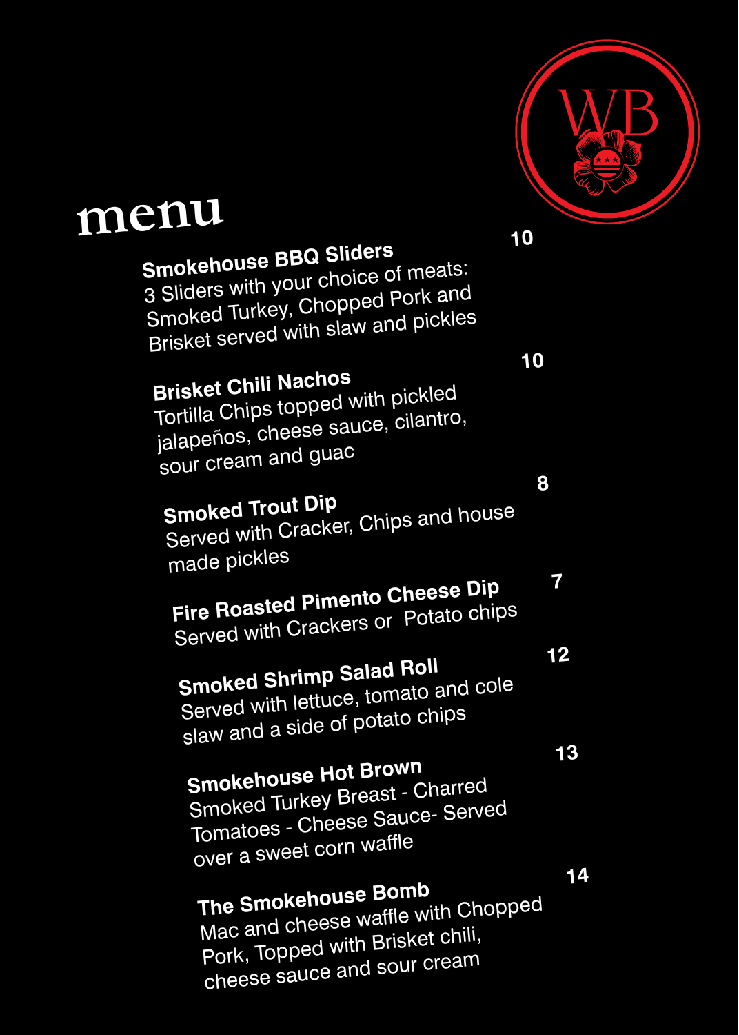WB

# menu

**Smokehouse BBQ Sliders** — 10
3 Sliders with your choice of meats: Smoked Turkey, Chopped Pork and Brisket served with slaw and pickles

**Brisket Chili Nachos** — 10
Tortilla Chips topped with pickled jalapeños, cheese sauce, cilantro, sour cream and guac

**Smoked Trout Dip** — 8
Served with Cracker, Chips and house made pickles

**Fire Roasted Pimento Cheese Dip** — 7
Served with Crackers or Potato chips

**Smoked Shrimp Salad Roll** — 12
Served with lettuce, tomato and cole slaw and a side of potato chips

**Smokehouse Hot Brown** — 13
Smoked Turkey Breast - Charred Tomatoes - Cheese Sauce- Served over a sweet corn waffle

**The Smokehouse Bomb** — 14
Mac and cheese waffle with Chopped Pork, Topped with Brisket chili, cheese sauce and sour cream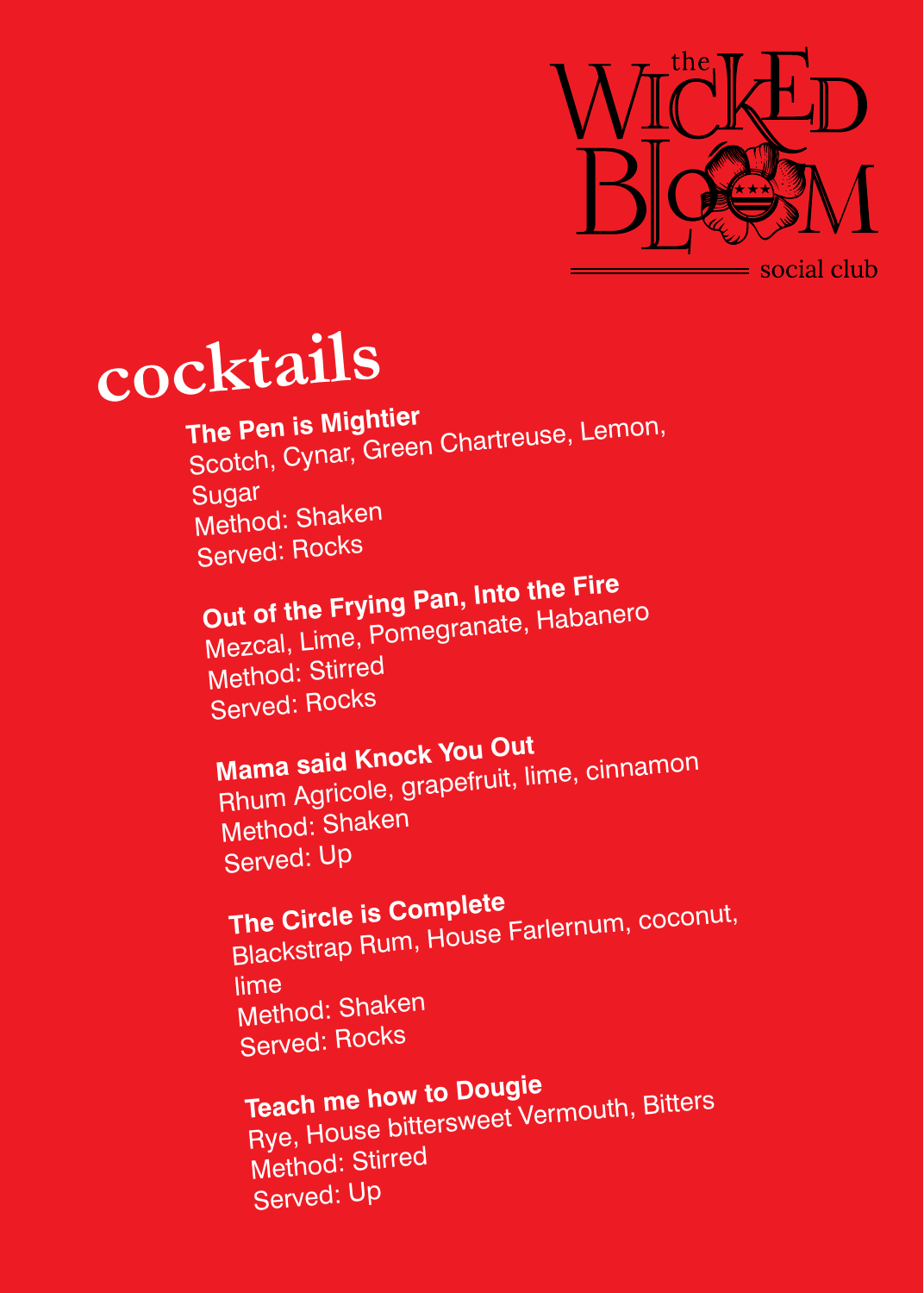the WICKED BLOOM social club

# cocktails

**The Pen is Mightier**
Scotch, Cynar, Green Chartreuse, Lemon, Sugar
Method: Shaken
Served: Rocks

**Out of the Frying Pan, Into the Fire**
Mezcal, Lime, Pomegranate, Habanero
Method: Stirred
Served: Rocks

**Mama said Knock You Out**
Rhum Agricole, grapefruit, lime, cinnamon
Method: Shaken
Served: Up

**The Circle is Complete**
Blackstrap Rum, House Farlernum, coconut, lime
Method: Shaken
Served: Rocks

**Teach me how to Dougie**
Rye, House bittersweet Vermouth, Bitters
Method: Stirred
Served: Up